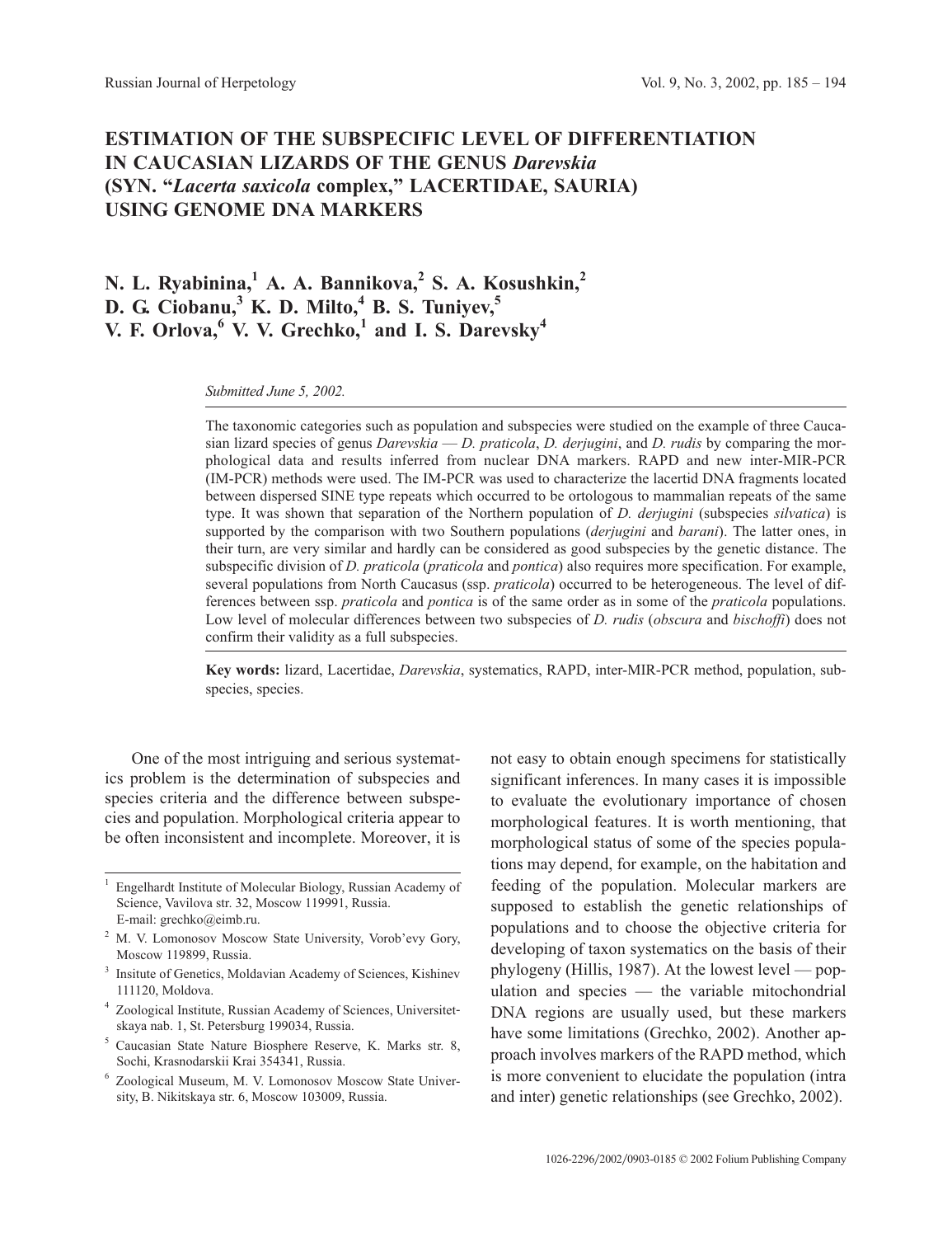# ESTIMATION OF THE SUBSPECIFIC LEVEL OF DIFFERENTIATION IN CAUCASIAN LIZARDS OF THE GENUS *Darevskia* (SYN. "*Lacerta saxicola* complex," LACERTIDAE, SAURIA) USING GENOME DNA MARKERS

**N. L. Ryabinina,[1] A. A. Bannikova,[2] S. A. Kosushkin,[2] D. G. Ciobanu,[3] K. D. Milto,[4] B. S. Tuniyev,[5] V. F. Orlova,[6] V. V. Grechko,[1] and I. S. Darevsky[4]**

*Submitted June 5, 2002.*

The taxonomic categories such as population and subspecies were studied on the example of three Caucasian lizard species of genus *Darevskia* — *D. praticola*, *D. derjugini*, and *D. rudis* by comparing the morphological data and results inferred from nuclear DNA markers. RAPD and new inter-MIR-PCR (IM-PCR) methods were used. The IM-PCR was used to characterize the lacertid DNA fragments located between dispersed SINE type repeats which occurred to be ortologous to mammalian repeats of the same type. It was shown that separation of the Northern population of *D. derjugini* (subspecies *silvatica*) is supported by the comparison with two Southern populations (*derjugini* and *barani*). The latter ones, in their turn, are very similar and hardly can be considered as good subspecies by the genetic distance. The subspecific division of *D. praticola* (*praticola* and *pontica*) also requires more specification. For example, several populations from North Caucasus (ssp. *praticola*) occurred to be heterogeneous. The level of differences between ssp. *praticola* and *pontica* is of the same order as in some of the *praticola* populations. Low level of molecular differences between two subspecies of *D. rudis* (*obscura* and *bischoffi*) does not confirm their validity as a full subspecies.

**Key words:** lizard, Lacertidae, *Darevskia*, systematics, RAPD, inter-MIR-PCR method, population, subspecies, species.

One of the most intriguing and serious systematics problem is the determination of subspecies and species criteria and the difference between subspecies and population. Morphological criteria appear to be often inconsistent and incomplete. Moreover, it is not easy to obtain enough specimens for statistically significant inferences. In many cases it is impossible to evaluate the evolutionary importance of chosen morphological features. It is worth mentioning, that morphological status of some of the species populations may depend, for example, on the habitation and feeding of the population. Molecular markers are supposed to establish the genetic relationships of populations and to choose the objective criteria for developing of taxon systematics on the basis of their phylogeny (Hillis, 1987). At the lowest level — population and species — the variable mitochondrial DNA regions are usually used, but these markers have some limitations (Grechko, 2002). Another approach involves markers of the RAPD method, which is more convenient to elucidate the population (intra and inter) genetic relationships (see Grechko, 2002).

[1] Engelhardt Institute of Molecular Biology, Russian Academy of Science, Vavilova str. 32, Moscow 119991, Russia. E-mail: grechko@eimb.ru.

[2] M. V. Lomonosov Moscow State University, Vorob'evy Gory, Moscow 119899, Russia.

[3] Insitute of Genetics, Moldavian Academy of Sciences, Kishinev 111120, Moldova.

[4] Zoological Institute, Russian Academy of Sciences, Universitetskaya nab. 1, St. Petersburg 199034, Russia.

[5] Caucasian State Nature Biosphere Reserve, K. Marks str. 8, Sochi, Krasnodarskii Krai 354341, Russia.

[6] Zoological Museum, M. V. Lomonosov Moscow State University, B. Nikitskaya str. 6, Moscow 103009, Russia.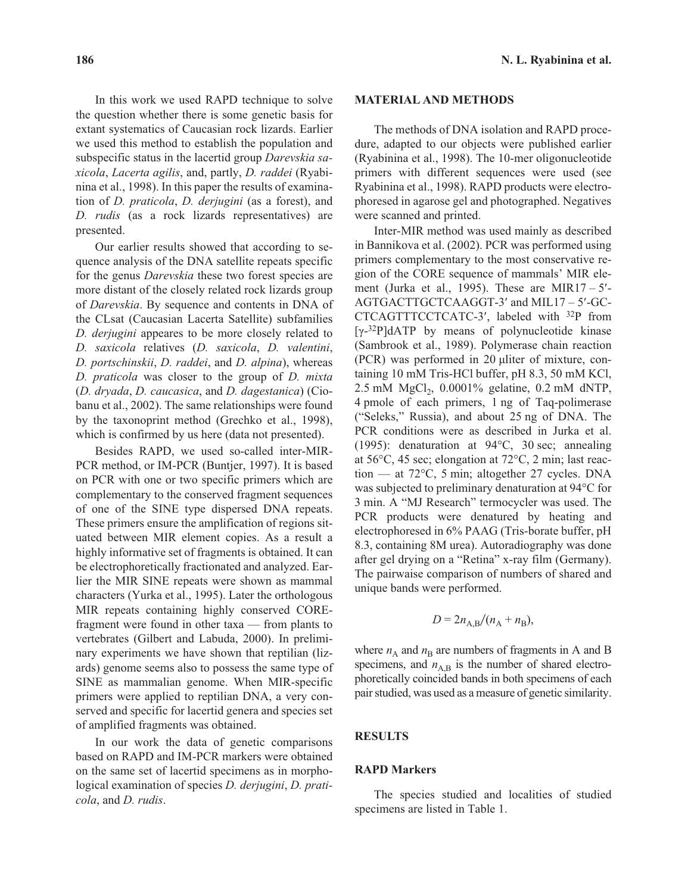In this work we used RAPD technique to solve the question whether there is some genetic basis for extant systematics of Caucasian rock lizards. Earlier we used this method to establish the population and subspecific status in the lacertid group *Darevskia saxicola*, *Lacerta agilis*, and, partly, *D. raddei* (Ryabinina et al., 1998). In this paper the results of examination of *D. praticola*, *D. derjugini* (as a forest), and *D. rudis* (as a rock lizards representatives) are presented.

Our earlier results showed that according to sequence analysis of the DNA satellite repeats specific for the genus *Darevskia* these two forest species are more distant of the closely related rock lizards group of *Darevskia*. By sequence and contents in DNA of the CLsat (Caucasian Lacerta Satellite) subfamilies *D. derjugini* appeares to be more closely related to *D. saxicola* relatives (*D. saxicola*, *D. valentini*, *D. portschinskii*, *D. raddei*, and *D. alpina*), whereas *D. praticola* was closer to the group of *D. mixta* (*D. dryada*, *D. caucasica*, and *D. dagestanica*) (Ciobanu et al., 2002). The same relationships were found by the taxonoprint method (Grechko et al., 1998), which is confirmed by us here (data not presented).

Besides RAPD, we used so-called inter-MIR-PCR method, or IM-PCR (Buntjer, 1997). It is based on PCR with one or two specific primers which are complementary to the conserved fragment sequences of one of the SINE type dispersed DNA repeats. These primers ensure the amplification of regions situated between MIR element copies. As a result a highly informative set of fragments is obtained. It can be electrophoretically fractionated and analyzed. Earlier the MIR SINE repeats were shown as mammal characters (Yurka et al., 1995). Later the orthologous MIR repeats containing highly conserved CORE-fragment were found in other taxa — from plants to vertebrates (Gilbert and Labuda, 2000). In preliminary experiments we have shown that reptilian (lizards) genome seems also to possess the same type of SINE as mammalian genome. When MIR-specific primers were applied to reptilian DNA, a very conserved and specific for lacertid genera and species set of amplified fragments was obtained.

In our work the data of genetic comparisons based on RAPD and IM-PCR markers were obtained on the same set of lacertid specimens as in morphological examination of species *D. derjugini*, *D. praticola*, and *D. rudis*.

## MATERIAL AND METHODS

The methods of DNA isolation and RAPD procedure, adapted to our objects were published earlier (Ryabinina et al., 1998). The 10-mer oligonucleotide primers with different sequences were used (see Ryabinina et al., 1998). RAPD products were electrophoresed in agarose gel and photographed. Negatives were scanned and printed.

Inter-MIR method was used mainly as described in Bannikova et al. (2002). PCR was performed using primers complementary to the most conservative region of the CORE sequence of mammals' MIR element (Jurka et al., 1995). These are MIR17 – 5′-AGTGACTTGCTCAAGGT-3′ and MIL17 – 5′-GC-CTCAGTTTCCTCATC-3′, labeled with $^{32}P$ from $[\gamma\text{-}^{32}P]dATP$ by means of polynucleotide kinase (Sambrook et al., 1989). Polymerase chain reaction (PCR) was performed in 20 μliter of mixture, containing 10 mM Tris-HCl buffer, pH 8.3, 50 mM KCl, 2.5 mM $MgCl_2$, 0.0001% gelatine, 0.2 mM dNTP, 4 pmole of each primers, 1 ng of Taq-polimerase ("Seleks," Russia), and about 25 ng of DNA. The PCR conditions were as described in Jurka et al. (1995): denaturation at 94°C, 30 sec; annealing at 56°C, 45 sec; elongation at 72°C, 2 min; last reaction — at 72°C, 5 min; altogether 27 cycles. DNA was subjected to preliminary denaturation at 94°C for 3 min. A "MJ Research" termocycler was used. The PCR products were denatured by heating and electrophoresed in 6% PAAG (Tris-borate buffer, pH 8.3, containing 8M urea). Autoradiography was done after gel drying on a "Retina" x-ray film (Germany). The pairwaise comparison of numbers of shared and unique bands were performed.

$$D = 2n_{A,B}/(n_A + n_B),$$

where $n_A$ and $n_B$ are numbers of fragments in A and B specimens, and $n_{A,B}$ is the number of shared electrophoretically coincided bands in both specimens of each pair studied, was used as a measure of genetic similarity.

## RESULTS

### RAPD Markers

The species studied and localities of studied specimens are listed in Table 1.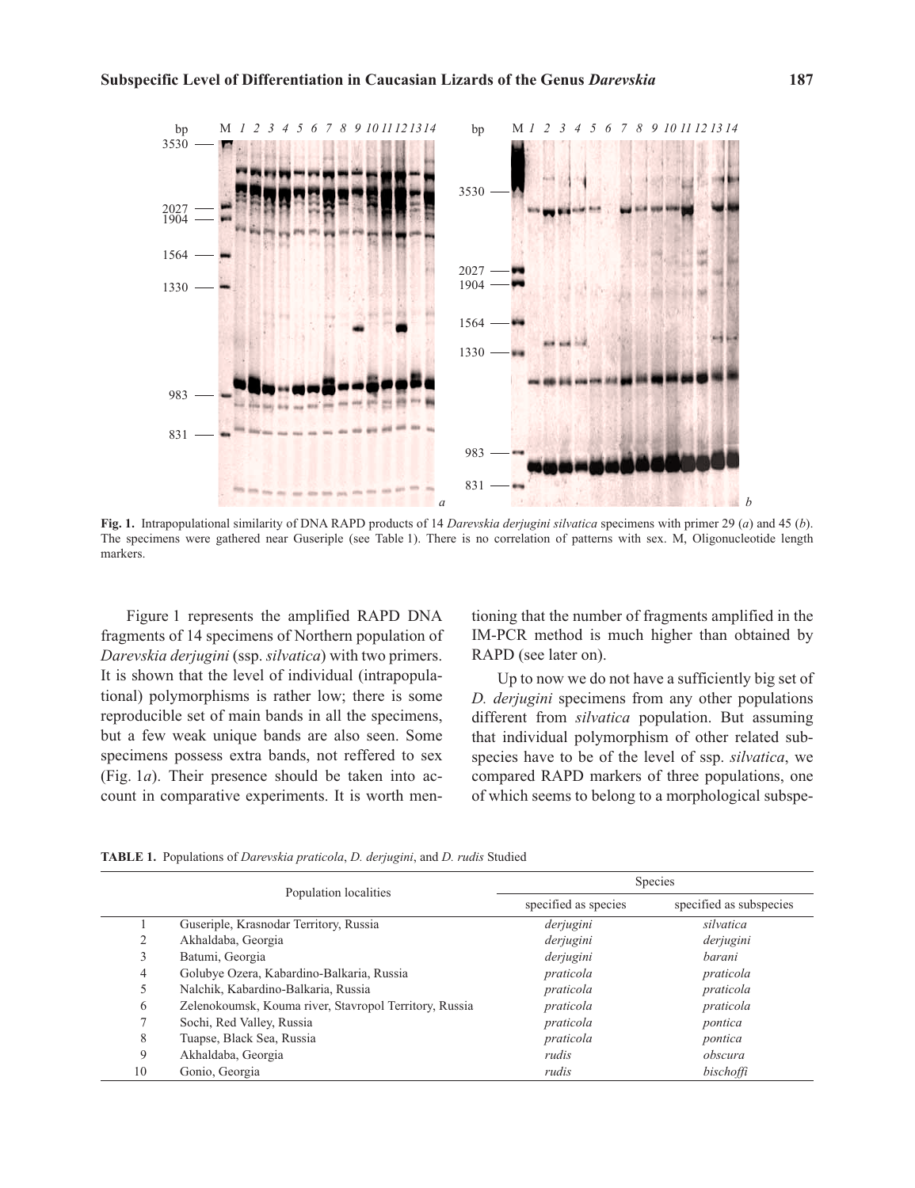**Fig. 1.** Intrapopulational similarity of DNA RAPD products of 14 *Darevskia derjugini silvatica* specimens with primer 29 (*a*) and 45 (*b*). The specimens were gathered near Guseriple (see Table 1). There is no correlation of patterns with sex. M, Oligonucleotide length markers.

Figure 1 represents the amplified RAPD DNA fragments of 14 specimens of Northern population of *Darevskia derjugini* (ssp. *silvatica*) with two primers. It is shown that the level of individual (intrapopulational) polymorphisms is rather low; there is some reproducible set of main bands in all the specimens, but a few weak unique bands are also seen. Some specimens possess extra bands, not reffered to sex (Fig. 1*a*). Their presence should be taken into account in comparative experiments. It is worth mentioning that the number of fragments amplified in the IM-PCR method is much higher than obtained by RAPD (see later on).

Up to now we do not have a sufficiently big set of *D. derjugini* specimens from any other populations different from *silvatica* population. But assuming that individual polymorphism of other related subspecies have to be of the level of ssp. *silvatica*, we compared RAPD markers of three populations, one of which seems to belong to a morphological subspe-

**TABLE 1.** Populations of *Darevskia praticola*, *D. derjugini*, and *D. rudis* Studied

| | Population localities | Species | |
|---|---|---|---|
| | | specified as species | specified as subspecies |
| 1 | Guseriple, Krasnodar Territory, Russia | *derjugini* | *silvatica* |
| 2 | Akhaldaba, Georgia | *derjugini* | *derjugini* |
| 3 | Batumi, Georgia | *derjugini* | *barani* |
| 4 | Golubye Ozera, Kabardino-Balkaria, Russia | *praticola* | *praticola* |
| 5 | Nalchik, Kabardino-Balkaria, Russia | *praticola* | *praticola* |
| 6 | Zelenokoumsk, Kouma river, Stavropol Territory, Russia | *praticola* | *praticola* |
| 7 | Sochi, Red Valley, Russia | *praticola* | *pontica* |
| 8 | Tuapse, Black Sea, Russia | *praticola* | *pontica* |
| 9 | Akhaldaba, Georgia | *rudis* | *obscura* |
| 10 | Gonio, Georgia | *rudis* | *bischoffi* |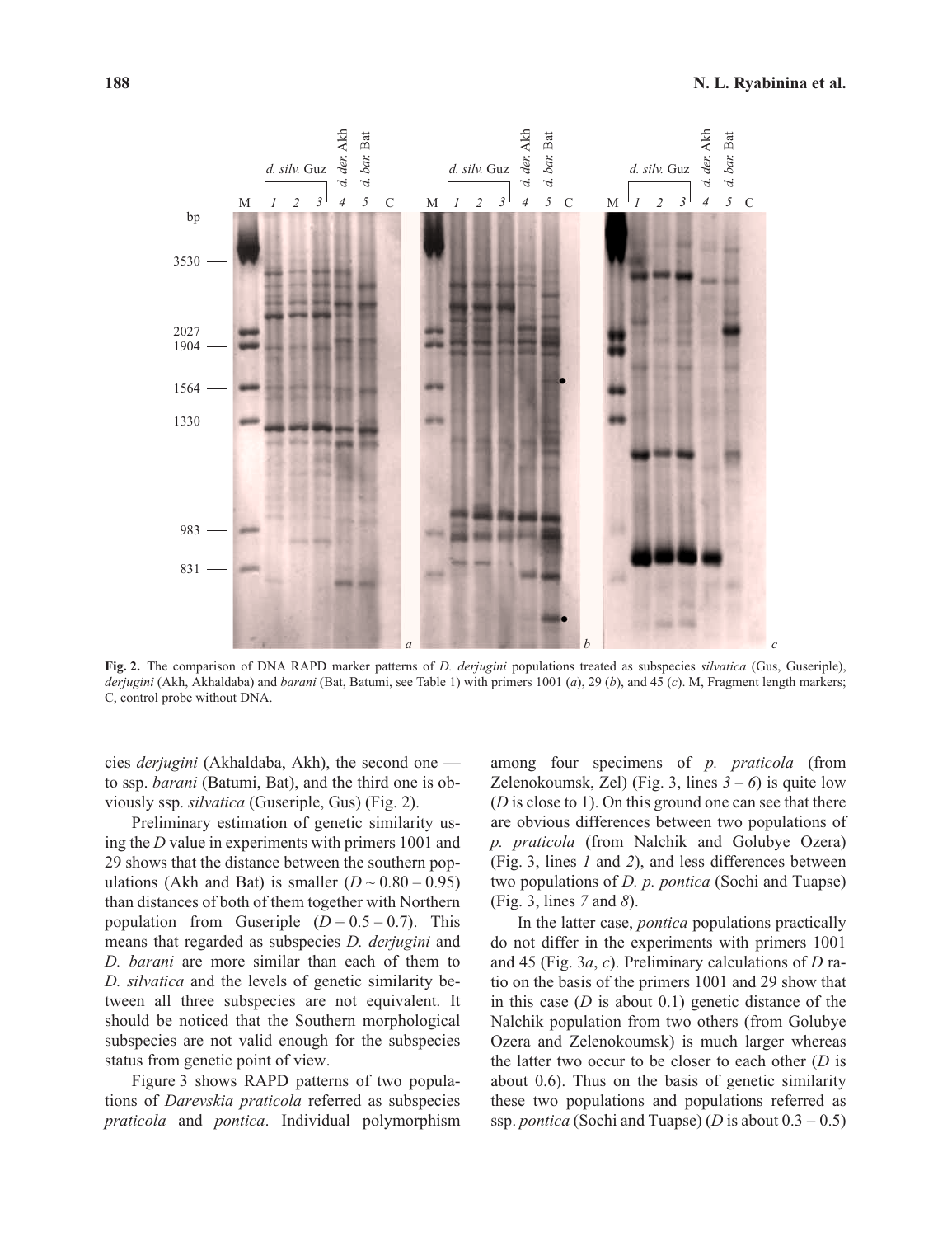**Fig. 2.** The comparison of DNA RAPD marker patterns of *D. derjugini* populations treated as subspecies *silvatica* (Gus, Guseriple), *derjugini* (Akh, Akhaldaba) and *barani* (Bat, Batumi, see Table 1) with primers 1001 (*a*), 29 (*b*), and 45 (*c*). M, Fragment length markers; C, control probe without DNA.

cies *derjugini* (Akhaldaba, Akh), the second one — to ssp. *barani* (Batumi, Bat), and the third one is obviously ssp. *silvatica* (Guseriple, Gus) (Fig. 2).

Preliminary estimation of genetic similarity using the *D* value in experiments with primers 1001 and 29 shows that the distance between the southern populations (Akh and Bat) is smaller ($D \sim 0.80 - 0.95$) than distances of both of them together with Northern population from Guseriple ($D = 0.5 - 0.7$). This means that regarded as subspecies *D. derjugini* and *D. barani* are more similar than each of them to *D. silvatica* and the levels of genetic similarity between all three subspecies are not equivalent. It should be noticed that the Southern morphological subspecies are not valid enough for the subspecies status from genetic point of view.

Figure 3 shows RAPD patterns of two populations of *Darevskia praticola* referred as subspecies *praticola* and *pontica*. Individual polymorphism among four specimens of *p. praticola* (from Zelenokoumsk, Zel) (Fig. 3, lines *3* – *6*) is quite low (*D* is close to 1). On this ground one can see that there are obvious differences between two populations of *p. praticola* (from Nalchik and Golubye Ozera) (Fig. 3, lines *1* and *2*), and less differences between two populations of *D. p. pontica* (Sochi and Tuapse) (Fig. 3, lines *7* and *8*).

In the latter case, *pontica* populations practically do not differ in the experiments with primers 1001 and 45 (Fig. 3*a*, *c*). Preliminary calculations of *D* ratio on the basis of the primers 1001 and 29 show that in this case (*D* is about 0.1) genetic distance of the Nalchik population from two others (from Golubye Ozera and Zelenokoumsk) is much larger whereas the latter two occur to be closer to each other (*D* is about 0.6). Thus on the basis of genetic similarity these two populations and populations referred as ssp. *pontica* (Sochi and Tuapse) (*D* is about 0.3 – 0.5)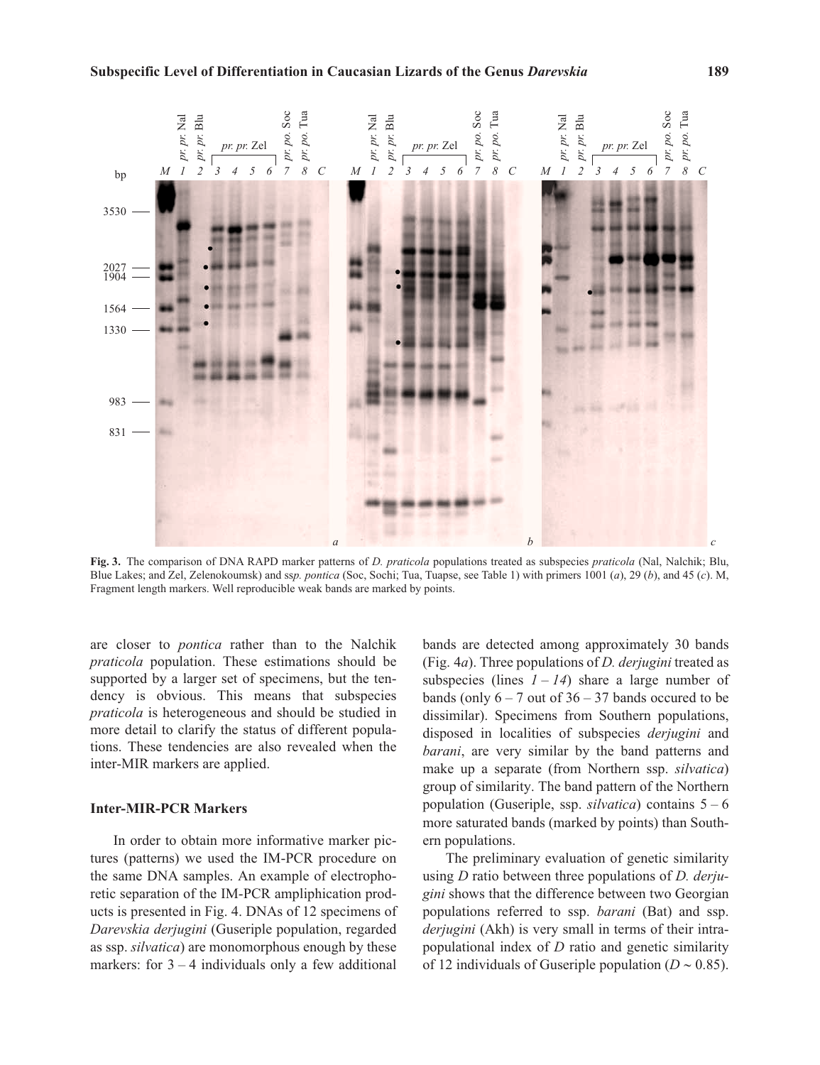**Fig. 3.** The comparison of DNA RAPD marker patterns of *D. praticola* populations treated as subspecies *praticola* (Nal, Nalchik; Blu, Blue Lakes; and Zel, Zelenokoumsk) and ss*p. pontica* (Soc, Sochi; Tua, Tuapse, see Table 1) with primers 1001 (*a*), 29 (*b*), and 45 (*c*). M, Fragment length markers. Well reproducible weak bands are marked by points.

are closer to *pontica* rather than to the Nalchik *praticola* population. These estimations should be supported by a larger set of specimens, but the tendency is obvious. This means that subspecies *praticola* is heterogeneous and should be studied in more detail to clarify the status of different populations. These tendencies are also revealed when the inter-MIR markers are applied.

### Inter-MIR-PCR Markers

In order to obtain more informative marker pictures (patterns) we used the IM-PCR procedure on the same DNA samples. An example of electrophoretic separation of the IM-PCR ampliphication products is presented in Fig. 4. DNAs of 12 specimens of *Darevskia derjugini* (Guseriple population, regarded as ssp. *silvatica*) are monomorphous enough by these markers: for 3 – 4 individuals only a few additional bands are detected among approximately 30 bands (Fig. 4*a*). Three populations of *D. derjugini* treated as subspecies (lines *1* – *14*) share a large number of bands (only 6 – 7 out of 36 – 37 bands occured to be dissimilar). Specimens from Southern populations, disposed in localities of subspecies *derjugini* and *barani*, are very similar by the band patterns and make up a separate (from Northern ssp. *silvatica*) group of similarity. The band pattern of the Northern population (Guseriple, ssp. *silvatica*) contains 5 – 6 more saturated bands (marked by points) than Southern populations.

The preliminary evaluation of genetic similarity using *D* ratio between three populations of *D. derjugini* shows that the difference between two Georgian populations referred to ssp. *barani* (Bat) and ssp. *derjugini* (Akh) is very small in terms of their intrapopulational index of *D* ratio and genetic similarity of 12 individuals of Guseriple population ($D \sim 0.85$).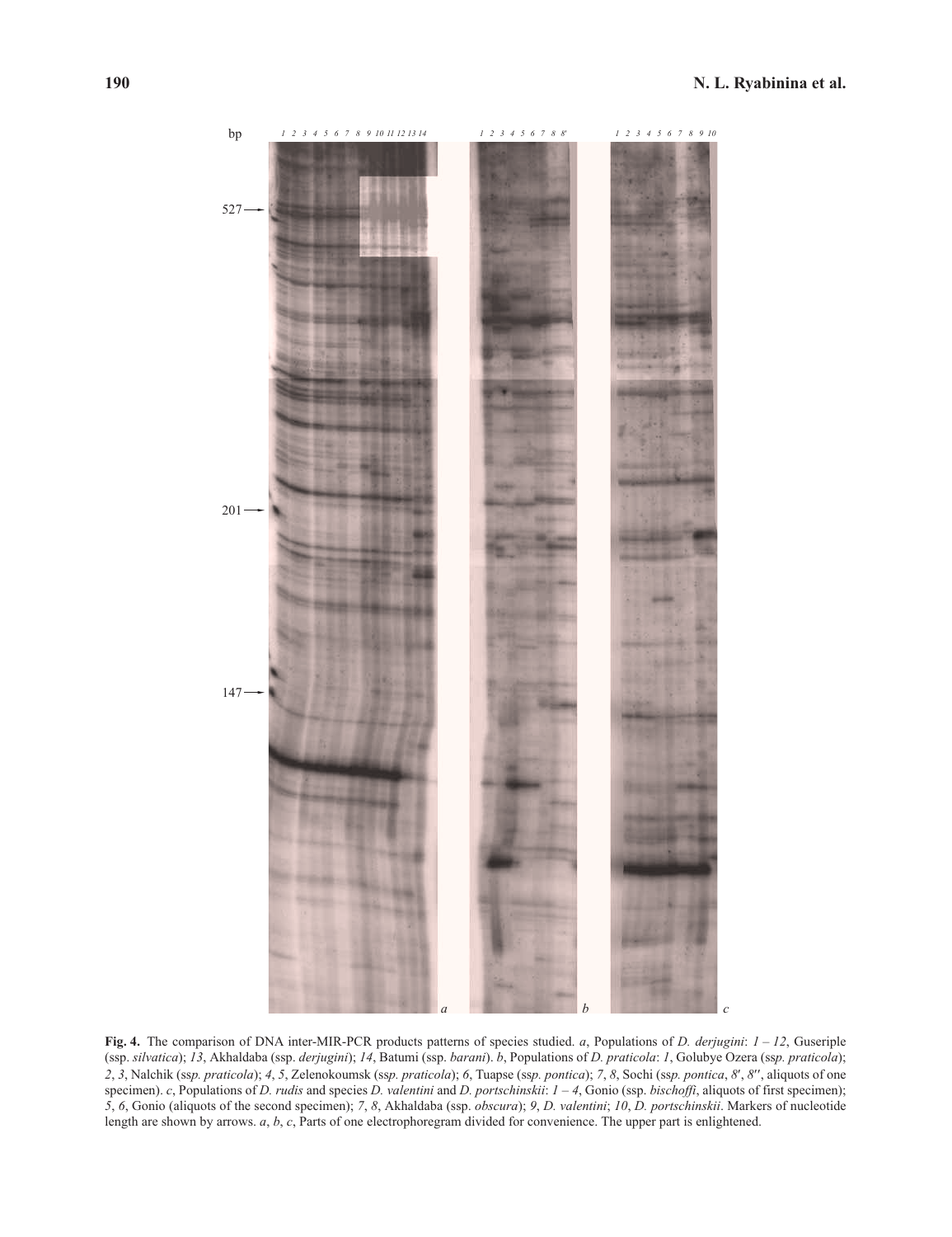**Fig. 4.** The comparison of DNA inter-MIR-PCR products patterns of species studied. *a*, Populations of *D. derjugini*: *1 – 12*, Guseriple (ssp. *silvatica*); *13*, Akhaldaba (ssp. *derjugini*); *14*, Batumi (ssp. *barani*). *b*, Populations of *D. praticola*: *1*, Golubye Ozera (ssp. *praticola*); *2*, *3*, Nalchik (ssp. *praticola*); *4*, *5*, Zelenokoumsk (ssp. *praticola*); *6*, Tuapse (ssp. *pontica*); *7*, *8*, Sochi (ssp. *pontica*, *8′*, *8′′*, aliquots of one specimen). *c*, Populations of *D. rudis* and species *D. valentini* and *D. portschinskii*: *1 – 4*, Gonio (ssp. *bischoffi*, aliquots of first specimen); *5*, *6*, Gonio (aliquots of the second specimen); *7*, *8*, Akhaldaba (ssp. *obscura*); *9*, *D. valentini*; *10*, *D. portschinskii*. Markers of nucleotide length are shown by arrows. *a*, *b*, *c*, Parts of one electrophoregram divided for convenience. The upper part is enlightened.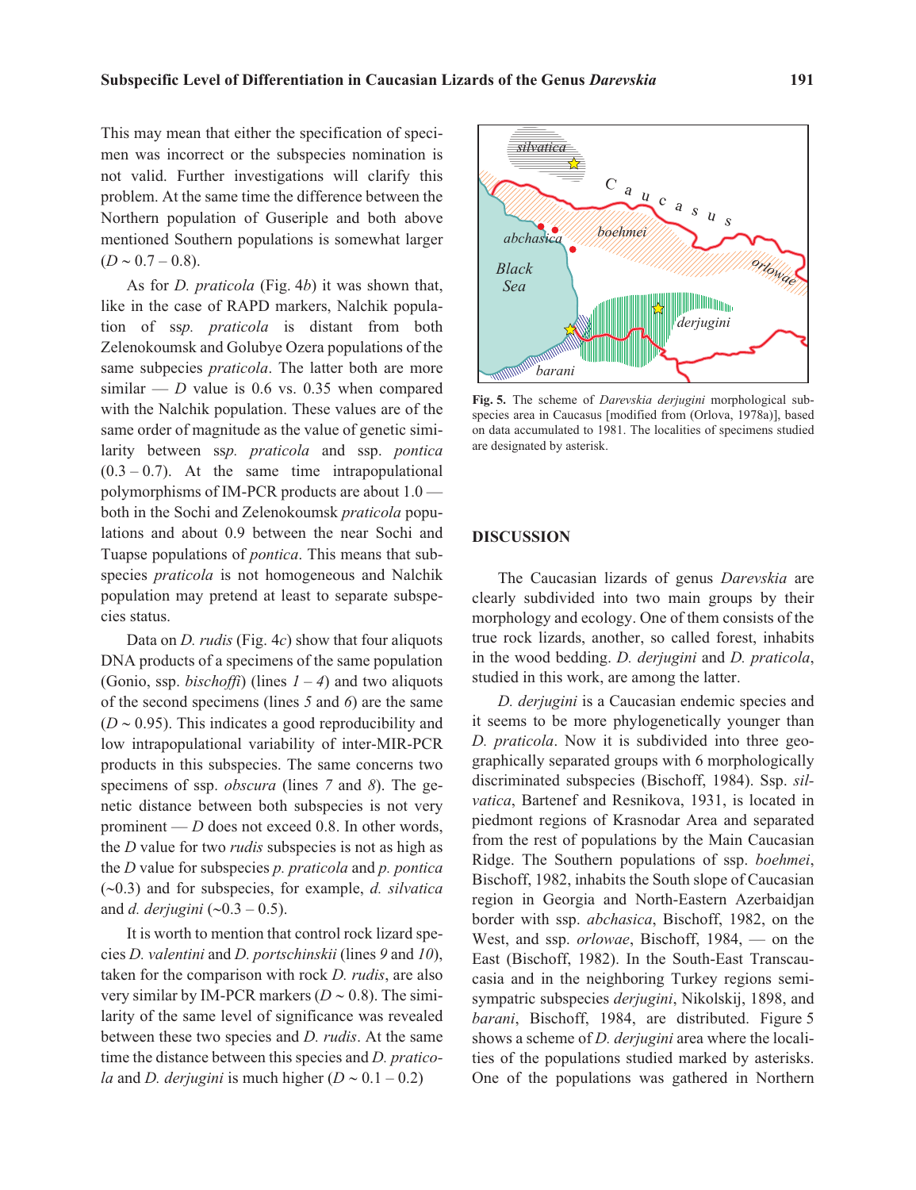This may mean that either the specification of specimen was incorrect or the subspecies nomination is not valid. Further investigations will clarify this problem. At the same time the difference between the Northern population of Guseriple and both above mentioned Southern populations is somewhat larger ($D \sim 0.7 – 0.8$).

As for *D. praticola* (Fig. 4*b*) it was shown that, like in the case of RAPD markers, Nalchik population of ss*p. praticola* is distant from both Zelenokoumsk and Golubye Ozera populations of the same subpecies *praticola*. The latter both are more similar — $D$ value is 0.6 vs. 0.35 when compared with the Nalchik population. These values are of the same order of magnitude as the value of genetic similarity between ss*p. praticola* and ssp. *pontica* (0.3 – 0.7). At the same time intrapopulational polymorphisms of IM-PCR products are about 1.0 — both in the Sochi and Zelenokoumsk *praticola* populations and about 0.9 between the near Sochi and Tuapse populations of *pontica*. This means that subspecies *praticola* is not homogeneous and Nalchik population may pretend at least to separate subspecies status.

Data on *D. rudis* (Fig. 4*c*) show that four aliquots DNA products of a specimens of the same population (Gonio, ssp. *bischoffi*) (lines *1 – 4*) and two aliquots of the second specimens (lines *5* and *6*) are the same ($D \sim 0.95$). This indicates a good reproducibility and low intrapopulational variability of inter-MIR-PCR products in this subspecies. The same concerns two specimens of ssp. *obscura* (lines *7* and *8*). The genetic distance between both subspecies is not very prominent — $D$ does not exceed 0.8. In other words, the $D$ value for two *rudis* subspecies is not as high as the $D$ value for subspecies *p. praticola* and *p. pontica* (~0.3) and for subspecies, for example, *d. silvatica* and *d. derjugini* (~0.3 – 0.5).

It is worth to mention that control rock lizard species *D. valentini* and *D. portschinskii* (lines *9* and *10*), taken for the comparison with rock *D. rudis*, are also very similar by IM-PCR markers ($D \sim 0.8$). The similarity of the same level of significance was revealed between these two species and *D. rudis*. At the same time the distance between this species and *D. praticola* and *D. derjugini* is much higher ($D \sim 0.1 – 0.2$)

**Fig. 5.** The scheme of *Darevskia derjugini* morphological subspecies area in Caucasus [modified from (Orlova, 1978a)], based on data accumulated to 1981. The localities of specimens studied are designated by asterisk.

## DISCUSSION

The Caucasian lizards of genus *Darevskia* are clearly subdivided into two main groups by their morphology and ecology. One of them consists of the true rock lizards, another, so called forest, inhabits in the wood bedding. *D. derjugini* and *D. praticola*, studied in this work, are among the latter.

*D. derjugini* is a Caucasian endemic species and it seems to be more phylogenetically younger than *D. praticola*. Now it is subdivided into three geographically separated groups with 6 morphologically discriminated subspecies (Bischoff, 1984). Ssp. *silvatica*, Bartenef and Resnikova, 1931, is located in piedmont regions of Krasnodar Area and separated from the rest of populations by the Main Caucasian Ridge. The Southern populations of ssp. *boehmei*, Bischoff, 1982, inhabits the South slope of Caucasian region in Georgia and North-Eastern Azerbaidjan border with ssp. *abchasica*, Bischoff, 1982, on the West, and ssp. *orlowae*, Bischoff, 1984, — on the East (Bischoff, 1982). In the South-East Transcaucasia and in the neighboring Turkey regions semi-sympatric subspecies *derjugini*, Nikolskij, 1898, and *barani*, Bischoff, 1984, are distributed. Figure 5 shows a scheme of *D. derjugini* area where the localities of the populations studied marked by asterisks. One of the populations was gathered in Northern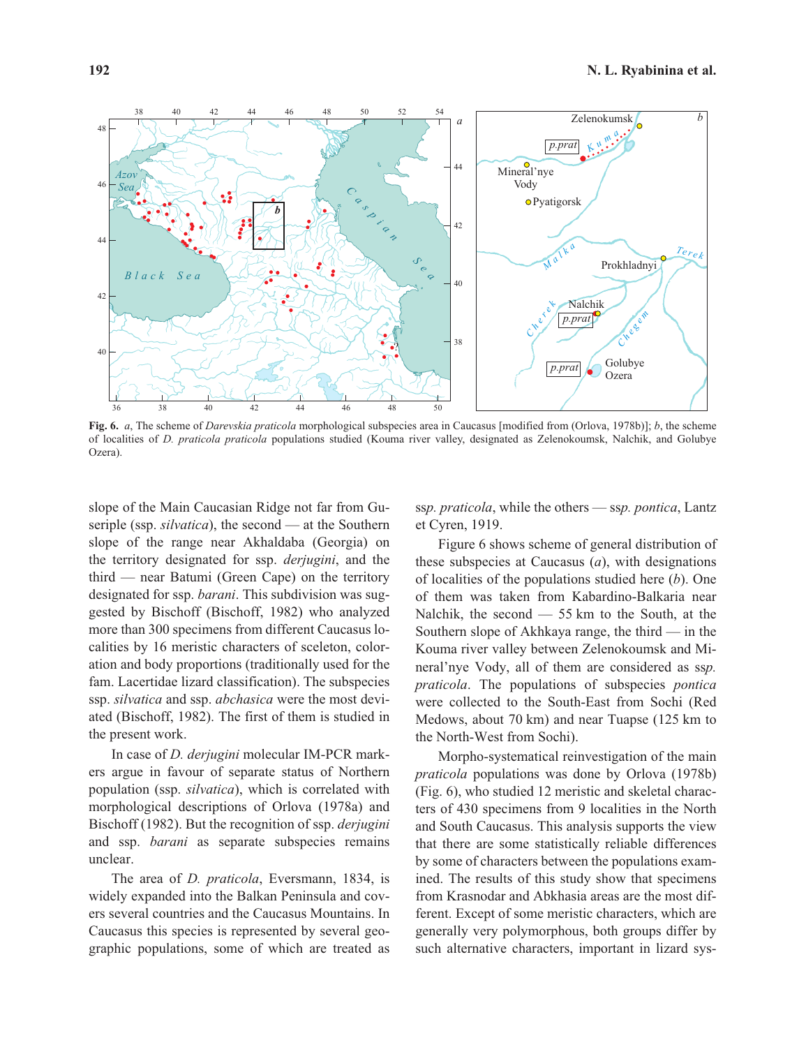**Fig. 6.** *a*, The scheme of *Darevskia praticola* morphological subspecies area in Caucasus [modified from (Orlova, 1978b)]; *b*, the scheme of localities of *D. praticola praticola* populations studied (Kouma river valley, designated as Zelenokoumsk, Nalchik, and Golubye Ozera).

slope of the Main Caucasian Ridge not far from Guseriple (ssp. *silvatica*), the second — at the Southern slope of the range near Akhaldaba (Georgia) on the territory designated for ssp. *derjugini*, and the third — near Batumi (Green Cape) on the territory designated for ssp. *barani*. This subdivision was suggested by Bischoff (Bischoff, 1982) who analyzed more than 300 specimens from different Caucasus localities by 16 meristic characters of sceleton, coloration and body proportions (traditionally used for the fam. Lacertidae lizard classification). The subspecies ssp. *silvatica* and ssp. *abchasica* were the most deviated (Bischoff, 1982). The first of them is studied in the present work.

In case of *D. derjugini* molecular IM-PCR markers argue in favour of separate status of Northern population (ssp. *silvatica*), which is correlated with morphological descriptions of Orlova (1978a) and Bischoff (1982). But the recognition of ssp. *derjugini* and ssp. *barani* as separate subspecies remains unclear.

The area of *D. praticola*, Eversmann, 1834, is widely expanded into the Balkan Peninsula and covers several countries and the Caucasus Mountains. In Caucasus this species is represented by several geographic populations, some of which are treated as ssp. *praticola*, while the others — ssp. *pontica*, Lantz et Cyren, 1919.

Figure 6 shows scheme of general distribution of these subspecies at Caucasus (*a*), with designations of localities of the populations studied here (*b*). One of them was taken from Kabardino-Balkaria near Nalchik, the second — 55 km to the South, at the Southern slope of Akhkaya range, the third — in the Kouma river valley between Zelenokoumsk and Mineral'nye Vody, all of them are considered as ssp. *praticola*. The populations of subspecies *pontica* were collected to the South-East from Sochi (Red Medows, about 70 km) and near Tuapse (125 km to the North-West from Sochi).

Morpho-systematical reinvestigation of the main *praticola* populations was done by Orlova (1978b) (Fig. 6), who studied 12 meristic and skeletal characters of 430 specimens from 9 localities in the North and South Caucasus. This analysis supports the view that there are some statistically reliable differences by some of characters between the populations examined. The results of this study show that specimens from Krasnodar and Abkhasia areas are the most different. Except of some meristic characters, which are generally very polymorphous, both groups differ by such alternative characters, important in lizard sys-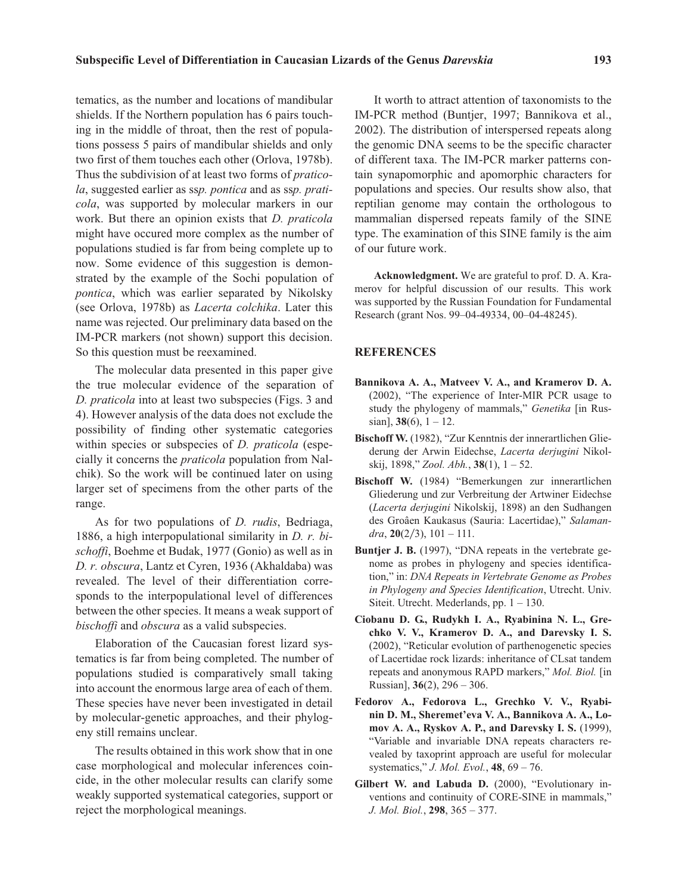tematics, as the number and locations of mandibular shields. If the Northern population has 6 pairs touching in the middle of throat, then the rest of populations possess 5 pairs of mandibular shields and only two first of them touches each other (Orlova, 1978b). Thus the subdivision of at least two forms of *praticola*, suggested earlier as ss*p. pontica* and as ss*p. praticola*, was supported by molecular markers in our work. But there an opinion exists that *D. praticola* might have occured more complex as the number of populations studied is far from being complete up to now. Some evidence of this suggestion is demonstrated by the example of the Sochi population of *pontica*, which was earlier separated by Nikolsky (see Orlova, 1978b) as *Lacerta colchika*. Later this name was rejected. Our preliminary data based on the IM-PCR markers (not shown) support this decision. So this question must be reexamined.

The molecular data presented in this paper give the true molecular evidence of the separation of *D. praticola* into at least two subspecies (Figs. 3 and 4). However analysis of the data does not exclude the possibility of finding other systematic categories within species or subspecies of *D. praticola* (especially it concerns the *praticola* population from Nalchik). So the work will be continued later on using larger set of specimens from the other parts of the range.

As for two populations of *D. rudis*, Bedriaga, 1886, a high interpopulational similarity in *D. r. bischoffi*, Boehme et Budak, 1977 (Gonio) as well as in *D. r. obscura*, Lantz et Cyren, 1936 (Akhaldaba) was revealed. The level of their differentiation corresponds to the interpopulational level of differences between the other species. It means a weak support of *bischoffi* and *obscura* as a valid subspecies.

Elaboration of the Caucasian forest lizard systematics is far from being completed. The number of populations studied is comparatively small taking into account the enormous large area of each of them. These species have never been investigated in detail by molecular-genetic approaches, and their phylogeny still remains unclear.

The results obtained in this work show that in one case morphological and molecular inferences coincide, in the other molecular results can clarify some weakly supported systematical categories, support or reject the morphological meanings.

It worth to attract attention of taxonomists to the IM-PCR method (Buntjer, 1997; Bannikova et al., 2002). The distribution of interspersed repeats along the genomic DNA seems to be the specific character of different taxa. The IM-PCR marker patterns contain synapomorphic and apomorphic characters for populations and species. Our results show also, that reptilian genome may contain the orthologous to mammalian dispersed repeats family of the SINE type. The examination of this SINE family is the aim of our future work.

**Acknowledgment.** We are grateful to prof. D. A. Kramerov for helpful discussion of our results. This work was supported by the Russian Foundation for Fundamental Research (grant Nos. 99–04-49334, 00–04-48245).

## REFERENCES

**Bannikova A. A., Matveev V. A., and Kramerov D. A.** (2002), "The experience of Inter-MIR PCR usage to study the phylogeny of mammals," *Genetika* [in Russian], **38**(6), 1 – 12.

**Bischoff W.** (1982), "Zur Kenntnis der innerartlichen Gliederung der Arwin Eidechse, *Lacerta derjugini* Nikolskij, 1898," *Zool. Abh.*, **38**(1), 1 – 52.

**Bischoff W.** (1984) "Bemerkungen zur innerartlichen Gliederung und zur Verbreitung der Artwiner Eidechse (*Lacerta derjugini* Nikolskij, 1898) an den Sudhangen des Groâen Kaukasus (Sauria: Lacertidae)," *Salamandra*, **20**(2/3), 101 – 111.

**Buntjer J. B.** (1997), "DNA repeats in the vertebrate genome as probes in phylogeny and species identification," in: *DNA Repeats in Vertebrate Genome as Probes in Phylogeny and Species Identification*, Utrecht. Univ. Siteit. Utrecht. Mederlands, pp. 1 – 130.

**Ciobanu D. G., Rudykh I. A., Ryabinina N. L., Grechko V. V., Kramerov D. A., and Darevsky I. S.** (2002), "Reticular evolution of parthenogenetic species of Lacertidae rock lizards: inheritance of CLsat tandem repeats and anonymous RAPD markers," *Mol. Biol.* [in Russian], **36**(2), 296 – 306.

**Fedorov A., Fedorova L., Grechko V. V., Ryabinin D. M., Sheremet'eva V. A., Bannikova A. A., Lomov A. A., Ryskov A. P., and Darevsky I. S.** (1999), "Variable and invariable DNA repeats characters revealed by taxoprint approach are useful for molecular systematics," *J. Mol. Evol.*, **48**, 69 – 76.

**Gilbert W. and Labuda D.** (2000), "Evolutionary inventions and continuity of CORE-SINE in mammals," *J. Mol. Biol.*, **298**, 365 – 377.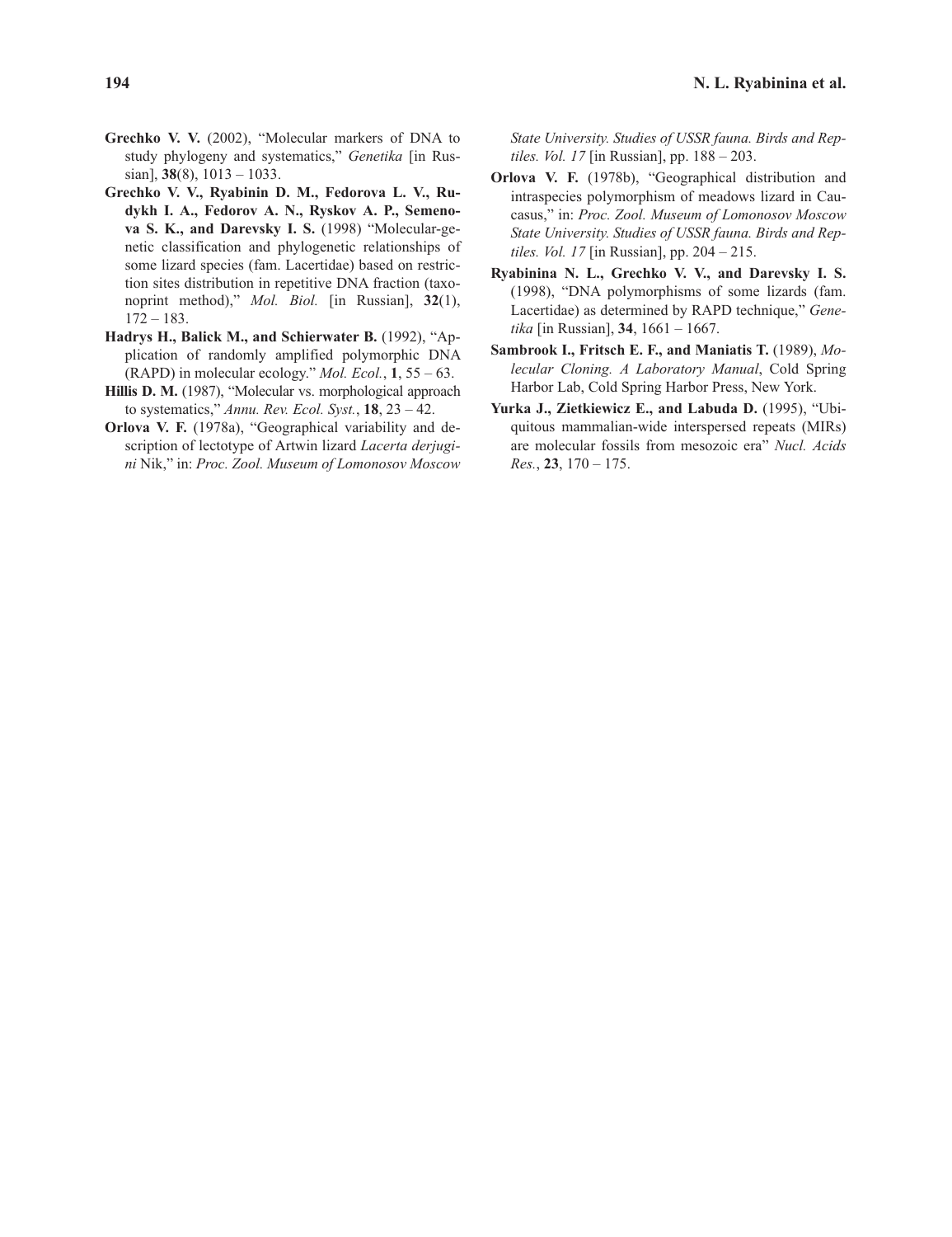**Grechko V. V.** (2002), "Molecular markers of DNA to study phylogeny and systematics," *Genetika* [in Russian], **38**(8), 1013 – 1033.

**Grechko V. V., Ryabinin D. M., Fedorova L. V., Rudykh I. A., Fedorov A. N., Ryskov A. P., Semenova S. K., and Darevsky I. S.** (1998) "Molecular-genetic classification and phylogenetic relationships of some lizard species (fam. Lacertidae) based on restriction sites distribution in repetitive DNA fraction (taxonoprint method)," *Mol. Biol.* [in Russian], **32**(1), 172 – 183.

**Hadrys H., Balick M., and Schierwater B.** (1992), "Application of randomly amplified polymorphic DNA (RAPD) in molecular ecology." *Mol. Ecol.*, **1**, 55 – 63.

**Hillis D. M.** (1987), "Molecular vs. morphological approach to systematics," *Annu. Rev. Ecol. Syst.*, **18**, 23 – 42.

**Orlova V. F.** (1978a), "Geographical variability and description of lectotype of Artwin lizard *Lacerta derjugini* Nik," in: *Proc. Zool. Museum of Lomonosov Moscow State University. Studies of USSR fauna. Birds and Reptiles. Vol. 17* [in Russian], pp. 188 – 203.

**Orlova V. F.** (1978b), "Geographical distribution and intraspecies polymorphism of meadows lizard in Caucasus," in: *Proc. Zool. Museum of Lomonosov Moscow State University. Studies of USSR fauna. Birds and Reptiles. Vol. 17* [in Russian], pp. 204 – 215.

**Ryabinina N. L., Grechko V. V., and Darevsky I. S.** (1998), "DNA polymorphisms of some lizards (fam. Lacertidae) as determined by RAPD technique," *Genetika* [in Russian], **34**, 1661 – 1667.

**Sambrook I., Fritsch E. F., and Maniatis T.** (1989), *Molecular Cloning. A Laboratory Manual*, Cold Spring Harbor Lab, Cold Spring Harbor Press, New York.

**Yurka J., Zietkiewicz E., and Labuda D.** (1995), "Ubiquitous mammalian-wide interspersed repeats (MIRs) are molecular fossils from mesozoic era" *Nucl. Acids Res.*, **23**, 170 – 175.